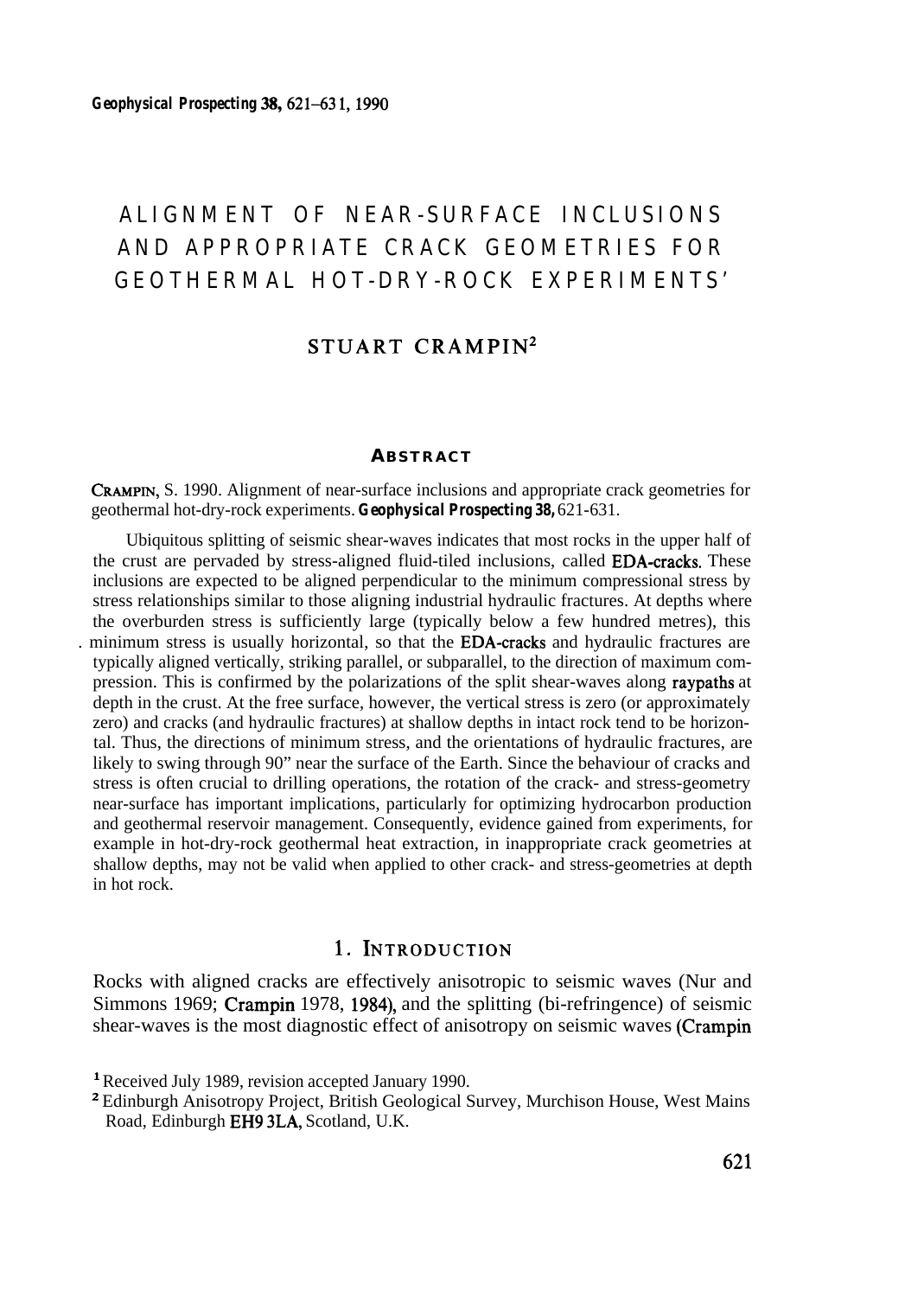# ALIGNMENT OF NEAR-SURFACE INCLUSIONS AND APPROPRIATE CRACK GEOMETRIES FOR GEOTHERMAL HOT-DRY-ROCK EXPERIMENTS[1]

## STUART CRAMPIN[2]

### ABSTRACT

CRAMPIN, S. 1990. Alignment of near-surface inclusions and appropriate crack geometries for geothermal hot-dry-rock experiments. *Geophysical Prospecting* **38**, 621-631.

Ubiquitous splitting of seismic shear-waves indicates that most rocks in the upper half of the crust are pervaded by stress-aligned fluid-tiled inclusions, called EDA-cracks. These inclusions are expected to be aligned perpendicular to the minimum compressional stress by stress relationships similar to those aligning industrial hydraulic fractures. At depths where the overburden stress is sufficiently large (typically below a few hundred metres), this minimum stress is usually horizontal, so that the EDA-cracks and hydraulic fractures are typically aligned vertically, striking parallel, or subparallel, to the direction of maximum compression. This is confirmed by the polarizations of the split shear-waves along raypaths at depth in the crust. At the free surface, however, the vertical stress is zero (or approximately zero) and cracks (and hydraulic fractures) at shallow depths in intact rock tend to be horizontal. Thus, the directions of minimum stress, and the orientations of hydraulic fractures, are likely to swing through 90" near the surface of the Earth. Since the behaviour of cracks and stress is often crucial to drilling operations, the rotation of the crack- and stress-geometry near-surface has important implications, particularly for optimizing hydrocarbon production and geothermal reservoir management. Consequently, evidence gained from experiments, for example in hot-dry-rock geothermal heat extraction, in inappropriate crack geometries at shallow depths, may not be valid when applied to other crack- and stress-geometries at depth in hot rock.

## 1. INTRODUCTION

Rocks with aligned cracks are effectively anisotropic to seismic waves (Nur and Simmons 1969; Crampin 1978, 1984), and the splitting (bi-refringence) of seismic shear-waves is the most diagnostic effect of anisotropy on seismic waves (Crampin

---

[1] Received July 1989, revision accepted January 1990.

[2] Edinburgh Anisotropy Project, British Geological Survey, Murchison House, West Mains Road, Edinburgh EH9 3LA, Scotland, U.K.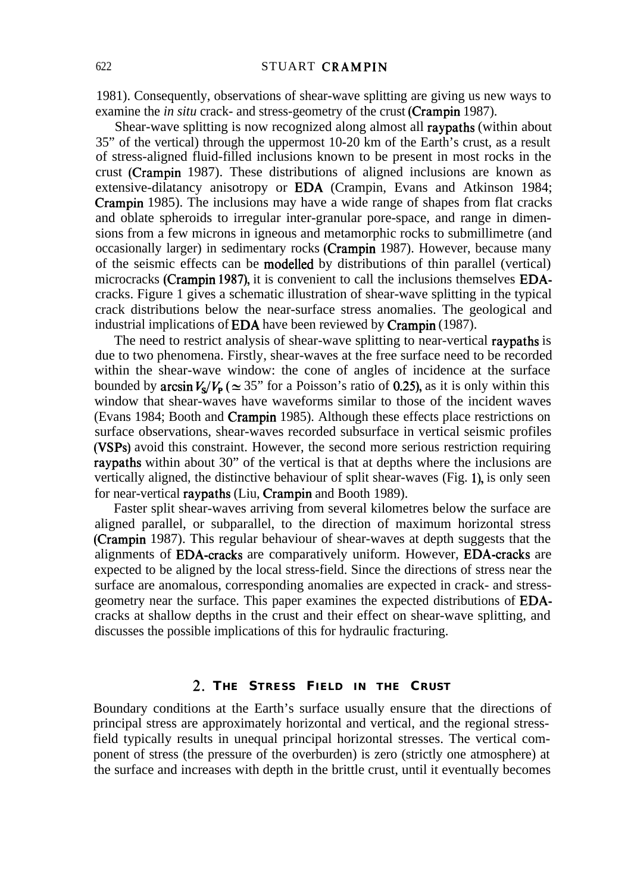1981). Consequently, observations of shear-wave splitting are giving us new ways to examine the *in situ* crack- and stress-geometry of the crust (Crampin 1987).

Shear-wave splitting is now recognized along almost all raypaths (within about 35° of the vertical) through the uppermost 10-20 km of the Earth's crust, as a result of stress-aligned fluid-filled inclusions known to be present in most rocks in the crust (Crampin 1987). These distributions of aligned inclusions are known as extensive-dilatancy anisotropy or EDA (Crampin, Evans and Atkinson 1984; Crampin 1985). The inclusions may have a wide range of shapes from flat cracks and oblate spheroids to irregular inter-granular pore-space, and range in dimensions from a few microns in igneous and metamorphic rocks to submillimetre (and occasionally larger) in sedimentary rocks (Crampin 1987). However, because many of the seismic effects can be modelled by distributions of thin parallel (vertical) microcracks (Crampin 1987), it is convenient to call the inclusions themselves EDA-cracks. Figure 1 gives a schematic illustration of shear-wave splitting in the typical crack distributions below the near-surface stress anomalies. The geological and industrial implications of EDA have been reviewed by Crampin (1987).

The need to restrict analysis of shear-wave splitting to near-vertical raypaths is due to two phenomena. Firstly, shear-waves at the free surface need to be recorded within the shear-wave window: the cone of angles of incidence at the surface bounded by $\arcsin V_S/V_P$ ($\simeq 35°$ for a Poisson's ratio of 0.25), as it is only within this window that shear-waves have waveforms similar to those of the incident waves (Evans 1984; Booth and Crampin 1985). Although these effects place restrictions on surface observations, shear-waves recorded subsurface in vertical seismic profiles (VSPs) avoid this constraint. However, the second more serious restriction requiring raypaths within about 30° of the vertical is that at depths where the inclusions are vertically aligned, the distinctive behaviour of split shear-waves (Fig. 1), is only seen for near-vertical raypaths (Liu, Crampin and Booth 1989).

Faster split shear-waves arriving from several kilometres below the surface are aligned parallel, or subparallel, to the direction of maximum horizontal stress (Crampin 1987). This regular behaviour of shear-waves at depth suggests that the alignments of EDA-cracks are comparatively uniform. However, EDA-cracks are expected to be aligned by the local stress-field. Since the directions of stress near the surface are anomalous, corresponding anomalies are expected in crack- and stress-geometry near the surface. This paper examines the expected distributions of EDA-cracks at shallow depths in the crust and their effect on shear-wave splitting, and discusses the possible implications of this for hydraulic fracturing.

## 2. The Stress Field in the Crust

Boundary conditions at the Earth's surface usually ensure that the directions of principal stress are approximately horizontal and vertical, and the regional stress-field typically results in unequal principal horizontal stresses. The vertical component of stress (the pressure of the overburden) is zero (strictly one atmosphere) at the surface and increases with depth in the brittle crust, until it eventually becomes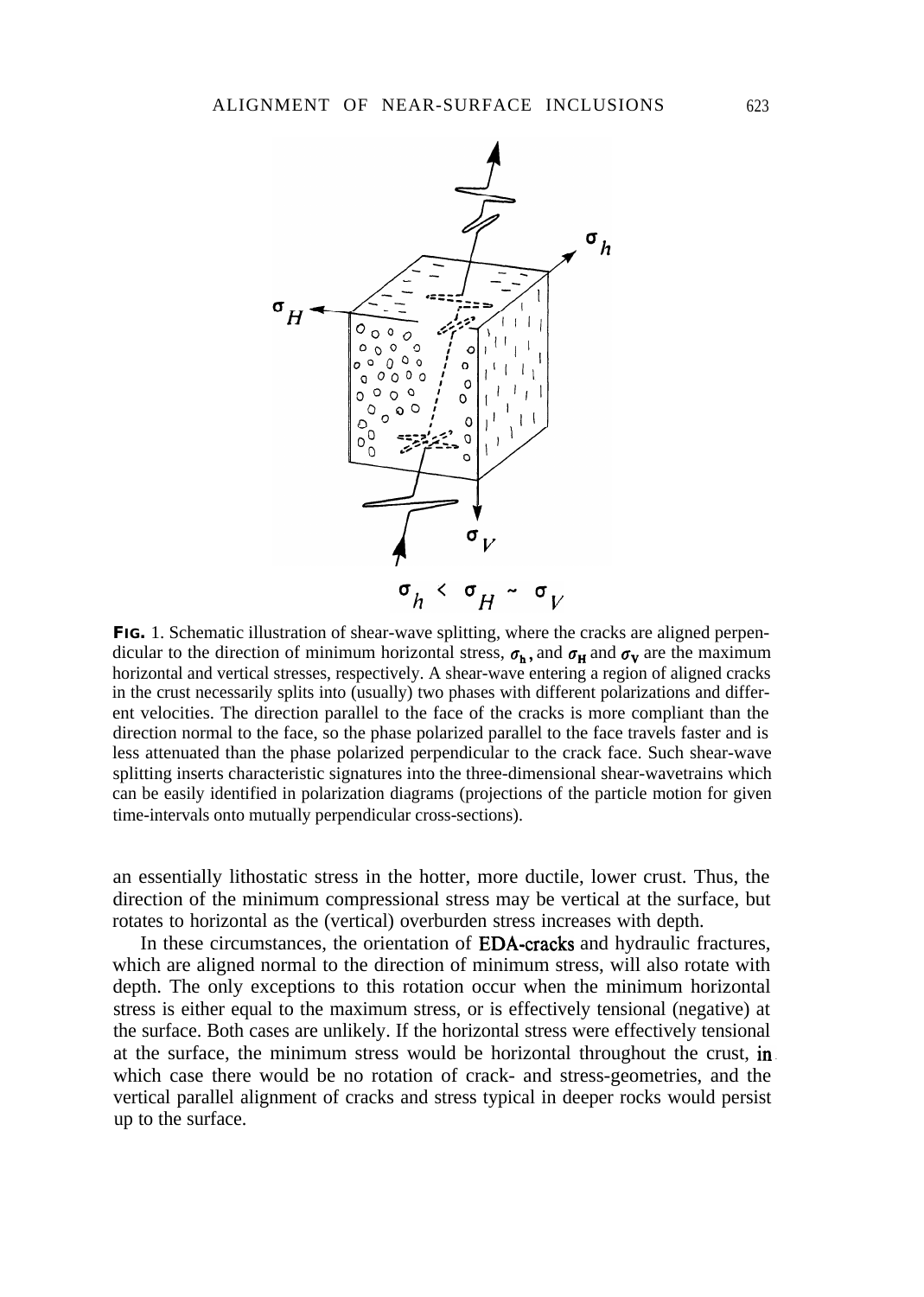**FIG.** 1. Schematic illustration of shear-wave splitting, where the cracks are aligned perpendicular to the direction of minimum horizontal stress, $\sigma_h$, and $\sigma_H$ and $\sigma_V$ are the maximum horizontal and vertical stresses, respectively. A shear-wave entering a region of aligned cracks in the crust necessarily splits into (usually) two phases with different polarizations and different velocities. The direction parallel to the face of the cracks is more compliant than the direction normal to the face, so the phase polarized parallel to the face travels faster and is less attenuated than the phase polarized perpendicular to the crack face. Such shear-wave splitting inserts characteristic signatures into the three-dimensional shear-wavetrains which can be easily identified in polarization diagrams (projections of the particle motion for given time-intervals onto mutually perpendicular cross-sections).

an essentially lithostatic stress in the hotter, more ductile, lower crust. Thus, the direction of the minimum compressional stress may be vertical at the surface, but rotates to horizontal as the (vertical) overburden stress increases with depth.

In these circumstances, the orientation of EDA-cracks and hydraulic fractures, which are aligned normal to the direction of minimum stress, will also rotate with depth. The only exceptions to this rotation occur when the minimum horizontal stress is either equal to the maximum stress, or is effectively tensional (negative) at the surface. Both cases are unlikely. If the horizontal stress were effectively tensional at the surface, the minimum stress would be horizontal throughout the crust, in which case there would be no rotation of crack- and stress-geometries, and the vertical parallel alignment of cracks and stress typical in deeper rocks would persist up to the surface.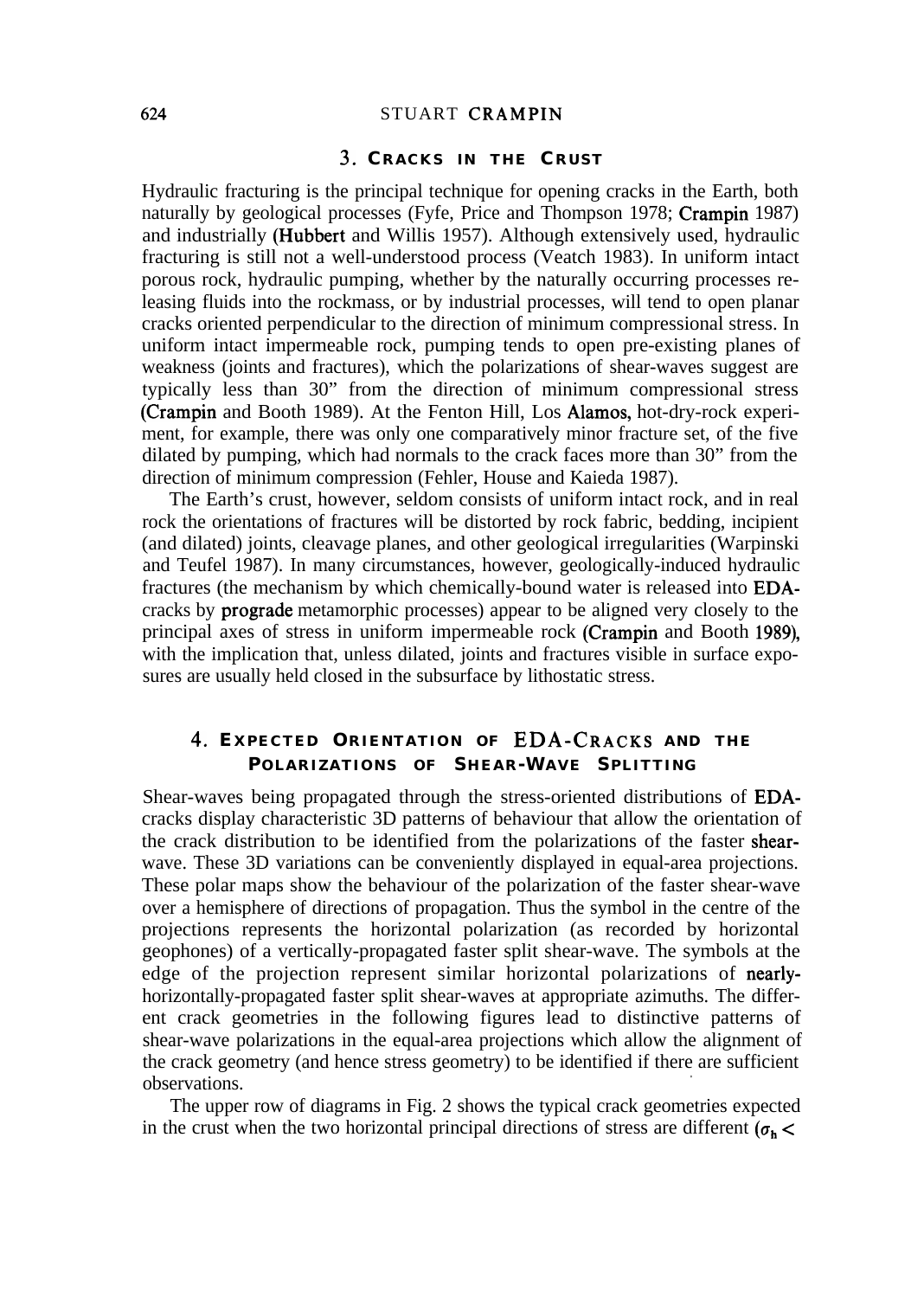## 3. Cracks in the Crust

Hydraulic fracturing is the principal technique for opening cracks in the Earth, both naturally by geological processes (Fyfe, Price and Thompson 1978; Crampin 1987) and industrially (Hubbert and Willis 1957). Although extensively used, hydraulic fracturing is still not a well-understood process (Veatch 1983). In uniform intact porous rock, hydraulic pumping, whether by the naturally occurring processes releasing fluids into the rockmass, or by industrial processes, will tend to open planar cracks oriented perpendicular to the direction of minimum compressional stress. In uniform intact impermeable rock, pumping tends to open pre-existing planes of weakness (joints and fractures), which the polarizations of shear-waves suggest are typically less than 30" from the direction of minimum compressional stress (Crampin and Booth 1989). At the Fenton Hill, Los Alamos, hot-dry-rock experiment, for example, there was only one comparatively minor fracture set, of the five dilated by pumping, which had normals to the crack faces more than 30" from the direction of minimum compression (Fehler, House and Kaieda 1987).

The Earth's crust, however, seldom consists of uniform intact rock, and in real rock the orientations of fractures will be distorted by rock fabric, bedding, incipient (and dilated) joints, cleavage planes, and other geological irregularities (Warpinski and Teufel 1987). In many circumstances, however, geologically-induced hydraulic fractures (the mechanism by which chemically-bound water is released into EDA-cracks by prograde metamorphic processes) appear to be aligned very closely to the principal axes of stress in uniform impermeable rock (Crampin and Booth 1989), with the implication that, unless dilated, joints and fractures visible in surface exposures are usually held closed in the subsurface by lithostatic stress.

## 4. Expected Orientation of EDA-Cracks and the Polarizations of Shear-Wave Splitting

Shear-waves being propagated through the stress-oriented distributions of EDA-cracks display characteristic 3D patterns of behaviour that allow the orientation of the crack distribution to be identified from the polarizations of the faster shear-wave. These 3D variations can be conveniently displayed in equal-area projections. These polar maps show the behaviour of the polarization of the faster shear-wave over a hemisphere of directions of propagation. Thus the symbol in the centre of the projections represents the horizontal polarization (as recorded by horizontal geophones) of a vertically-propagated faster split shear-wave. The symbols at the edge of the projection represent similar horizontal polarizations of nearly-horizontally-propagated faster split shear-waves at appropriate azimuths. The different crack geometries in the following figures lead to distinctive patterns of shear-wave polarizations in the equal-area projections which allow the alignment of the crack geometry (and hence stress geometry) to be identified if there are sufficient observations.

The upper row of diagrams in Fig. 2 shows the typical crack geometries expected in the crust when the two horizontal principal directions of stress are different ($\sigma_h <$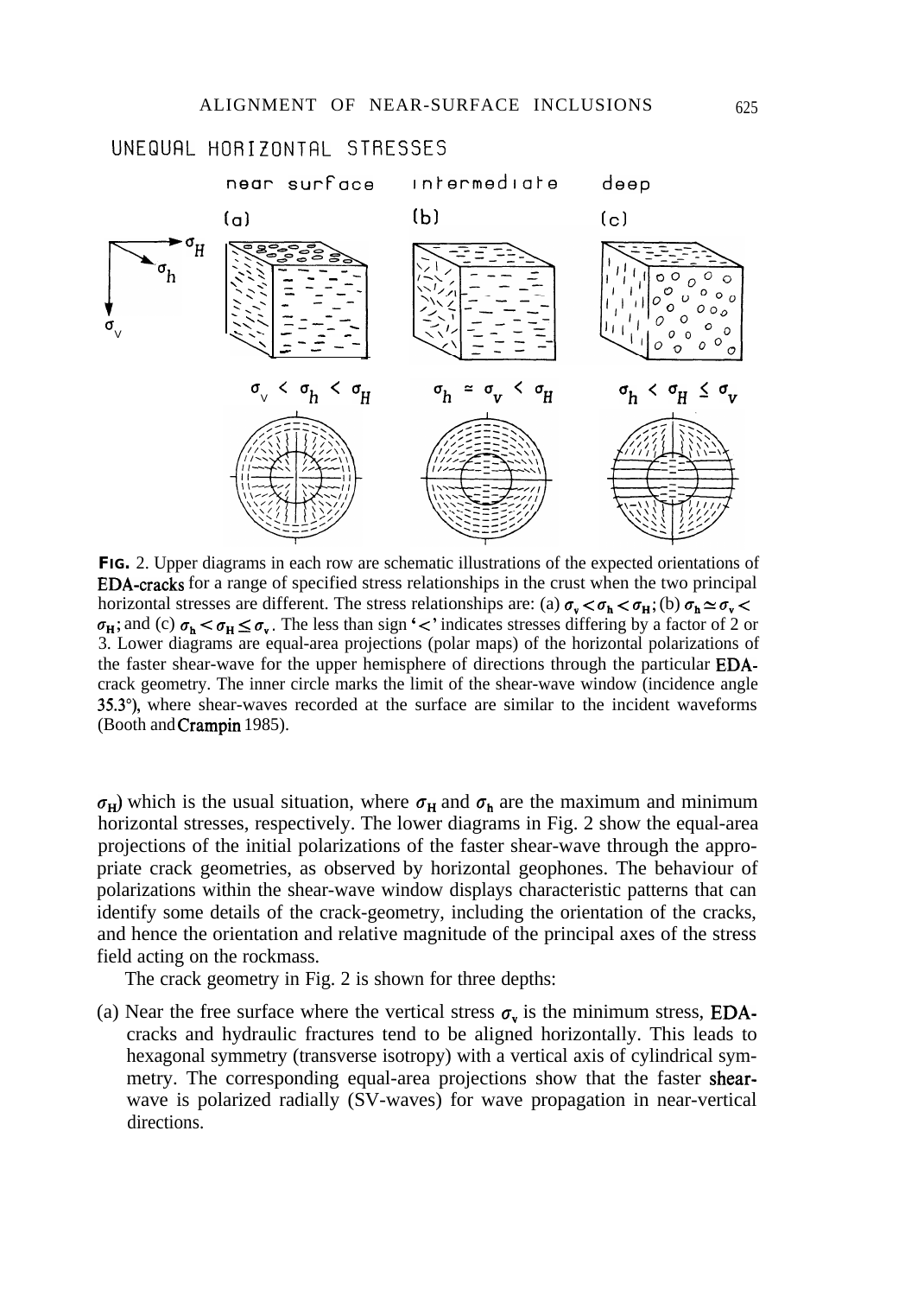UNEQUAL HORIZONTAL STRESSES

near surface — intermediate — deep

(a) $\sigma_v < \sigma_h < \sigma_H$ (b) $\sigma_h \simeq \sigma_v < \sigma_H$ (c) $\sigma_h < \sigma_H \leq \sigma_v$

**FIG.** 2. Upper diagrams in each row are schematic illustrations of the expected orientations of EDA-cracks for a range of specified stress relationships in the crust when the two principal horizontal stresses are different. The stress relationships are: (a) $\sigma_v < \sigma_h < \sigma_H$; (b) $\sigma_h \simeq \sigma_v < \sigma_H$; and (c) $\sigma_h < \sigma_H \leq \sigma_v$. The less than sign '<' indicates stresses differing by a factor of 2 or 3. Lower diagrams are equal-area projections (polar maps) of the horizontal polarizations of the faster shear-wave for the upper hemisphere of directions through the particular EDA-crack geometry. The inner circle marks the limit of the shear-wave window (incidence angle 35.3°), where shear-waves recorded at the surface are similar to the incident waveforms (Booth and Crampin 1985).

$\sigma_H$) which is the usual situation, where $\sigma_H$ and $\sigma_h$ are the maximum and minimum horizontal stresses, respectively. The lower diagrams in Fig. 2 show the equal-area projections of the initial polarizations of the faster shear-wave through the appropriate crack geometries, as observed by horizontal geophones. The behaviour of polarizations within the shear-wave window displays characteristic patterns that can identify some details of the crack-geometry, including the orientation of the cracks, and hence the orientation and relative magnitude of the principal axes of the stress field acting on the rockmass.

The crack geometry in Fig. 2 is shown for three depths:

(a) Near the free surface where the vertical stress $\sigma_v$ is the minimum stress, EDA-cracks and hydraulic fractures tend to be aligned horizontally. This leads to hexagonal symmetry (transverse isotropy) with a vertical axis of cylindrical symmetry. The corresponding equal-area projections show that the faster shear-wave is polarized radially (SV-waves) for wave propagation in near-vertical directions.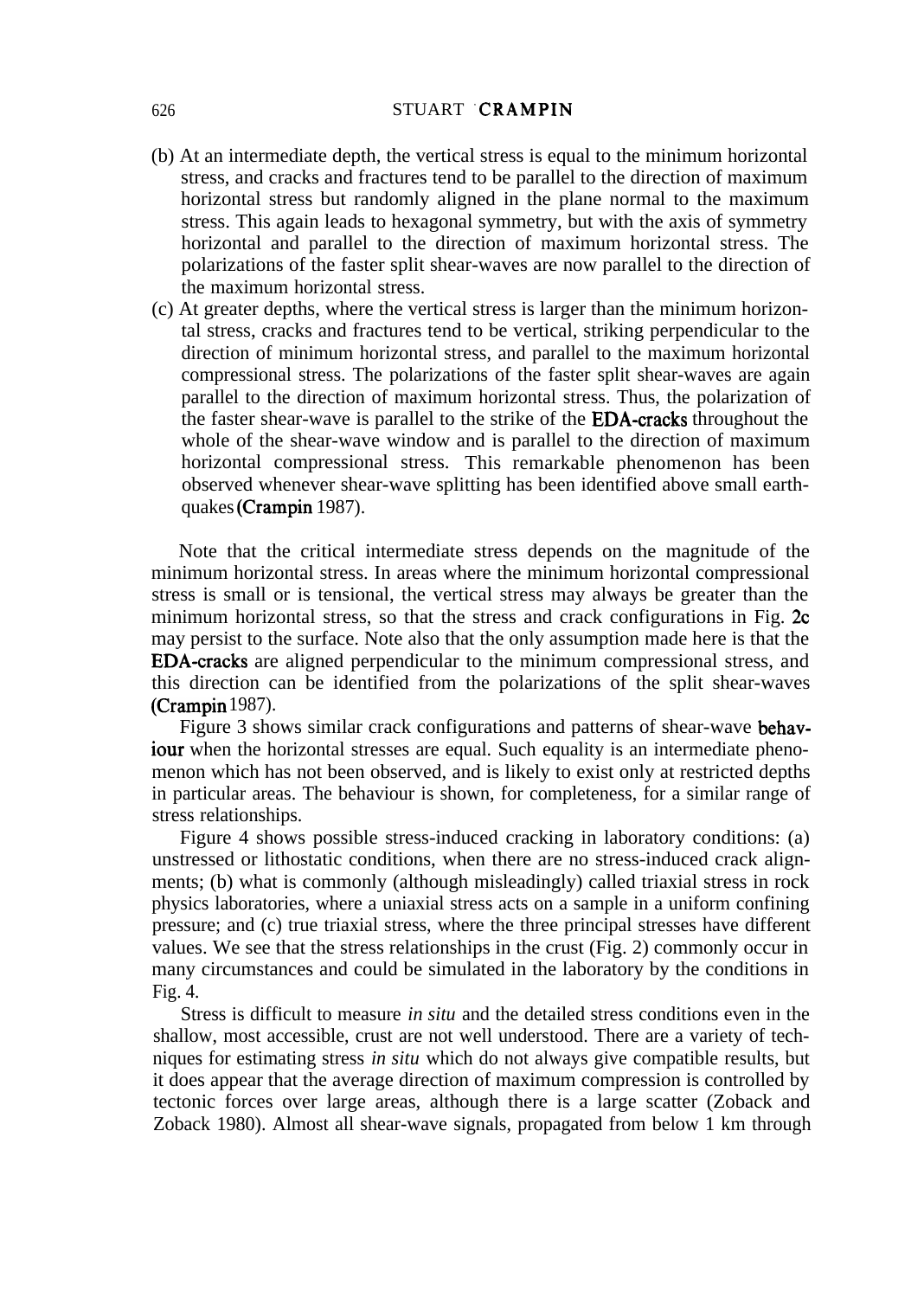(b) At an intermediate depth, the vertical stress is equal to the minimum horizontal stress, and cracks and fractures tend to be parallel to the direction of maximum horizontal stress but randomly aligned in the plane normal to the maximum stress. This again leads to hexagonal symmetry, but with the axis of symmetry horizontal and parallel to the direction of maximum horizontal stress. The polarizations of the faster split shear-waves are now parallel to the direction of the maximum horizontal stress.

(c) At greater depths, where the vertical stress is larger than the minimum horizontal stress, cracks and fractures tend to be vertical, striking perpendicular to the direction of minimum horizontal stress, and parallel to the maximum horizontal compressional stress. The polarizations of the faster split shear-waves are again parallel to the direction of maximum horizontal stress. Thus, the polarization of the faster shear-wave is parallel to the strike of the EDA-cracks throughout the whole of the shear-wave window and is parallel to the direction of maximum horizontal compressional stress. This remarkable phenomenon has been observed whenever shear-wave splitting has been identified above small earthquakes (Crampin 1987).

Note that the critical intermediate stress depends on the magnitude of the minimum horizontal stress. In areas where the minimum horizontal compressional stress is small or is tensional, the vertical stress may always be greater than the minimum horizontal stress, so that the stress and crack configurations in Fig. 2c may persist to the surface. Note also that the only assumption made here is that the EDA-cracks are aligned perpendicular to the minimum compressional stress, and this direction can be identified from the polarizations of the split shear-waves (Crampin 1987).

Figure 3 shows similar crack configurations and patterns of shear-wave behaviour when the horizontal stresses are equal. Such equality is an intermediate phenomenon which has not been observed, and is likely to exist only at restricted depths in particular areas. The behaviour is shown, for completeness, for a similar range of stress relationships.

Figure 4 shows possible stress-induced cracking in laboratory conditions: (a) unstressed or lithostatic conditions, when there are no stress-induced crack alignments; (b) what is commonly (although misleadingly) called triaxial stress in rock physics laboratories, where a uniaxial stress acts on a sample in a uniform confining pressure; and (c) true triaxial stress, where the three principal stresses have different values. We see that the stress relationships in the crust (Fig. 2) commonly occur in many circumstances and could be simulated in the laboratory by the conditions in Fig. 4.

Stress is difficult to measure *in situ* and the detailed stress conditions even in the shallow, most accessible, crust are not well understood. There are a variety of techniques for estimating stress *in situ* which do not always give compatible results, but it does appear that the average direction of maximum compression is controlled by tectonic forces over large areas, although there is a large scatter (Zoback and Zoback 1980). Almost all shear-wave signals, propagated from below 1 km through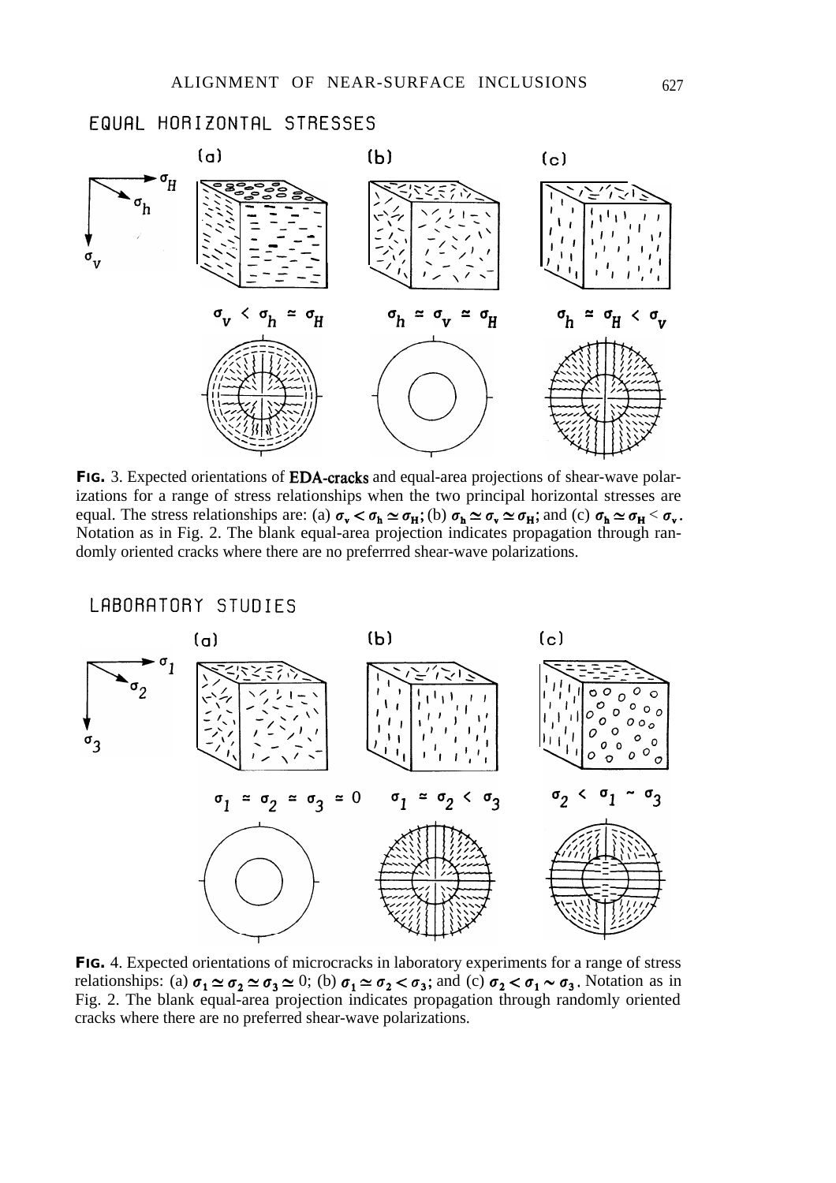EQUAL HORIZONTAL STRESSES

(a) (b) (c)

$\sigma_v < \sigma_h \simeq \sigma_H$ $\sigma_h \simeq \sigma_v \simeq \sigma_H$ $\sigma_h \simeq \sigma_H < \sigma_v$

**FIG.** 3. Expected orientations of EDA-cracks and equal-area projections of shear-wave polarizations for a range of stress relationships when the two principal horizontal stresses are equal. The stress relationships are: (a) $\sigma_v < \sigma_h \simeq \sigma_H$; (b) $\sigma_h \simeq \sigma_v \simeq \sigma_H$; and (c) $\sigma_h \simeq \sigma_H < \sigma_v$. Notation as in Fig. 2. The blank equal-area projection indicates propagation through randomly oriented cracks where there are no preferrred shear-wave polarizations.

LABORATORY STUDIES

(a) (b) (c)

$\sigma_1 \simeq \sigma_2 \simeq \sigma_3 \simeq 0$ $\sigma_1 \simeq \sigma_2 < \sigma_3$ $\sigma_2 < \sigma_1 \sim \sigma_3$

**FIG.** 4. Expected orientations of microcracks in laboratory experiments for a range of stress relationships: (a) $\sigma_1 \simeq \sigma_2 \simeq \sigma_3 \simeq 0$; (b) $\sigma_1 \simeq \sigma_2 < \sigma_3$; and (c) $\sigma_2 < \sigma_1 \sim \sigma_3$. Notation as in Fig. 2. The blank equal-area projection indicates propagation through randomly oriented cracks where there are no preferred shear-wave polarizations.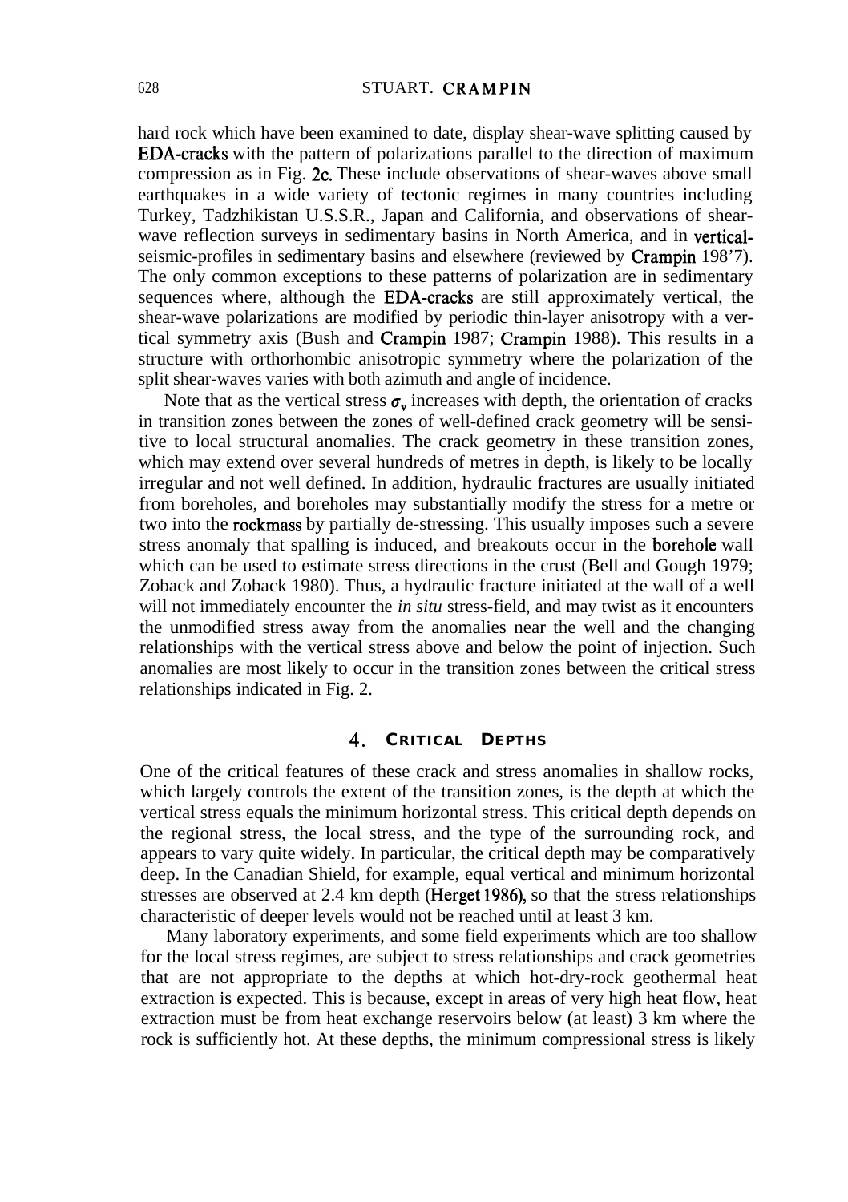hard rock which have been examined to date, display shear-wave splitting caused by EDA-cracks with the pattern of polarizations parallel to the direction of maximum compression as in Fig. 2c. These include observations of shear-waves above small earthquakes in a wide variety of tectonic regimes in many countries including Turkey, Tadzhikistan U.S.S.R., Japan and California, and observations of shear-wave reflection surveys in sedimentary basins in North America, and in vertical-seismic-profiles in sedimentary basins and elsewhere (reviewed by Crampin 198'7). The only common exceptions to these patterns of polarization are in sedimentary sequences where, although the EDA-cracks are still approximately vertical, the shear-wave polarizations are modified by periodic thin-layer anisotropy with a vertical symmetry axis (Bush and Crampin 1987; Crampin 1988). This results in a structure with orthorhombic anisotropic symmetry where the polarization of the split shear-waves varies with both azimuth and angle of incidence.

Note that as the vertical stress $\sigma_v$ increases with depth, the orientation of cracks in transition zones between the zones of well-defined crack geometry will be sensitive to local structural anomalies. The crack geometry in these transition zones, which may extend over several hundreds of metres in depth, is likely to be locally irregular and not well defined. In addition, hydraulic fractures are usually initiated from boreholes, and boreholes may substantially modify the stress for a metre or two into the rockmass by partially de-stressing. This usually imposes such a severe stress anomaly that spalling is induced, and breakouts occur in the borehole wall which can be used to estimate stress directions in the crust (Bell and Gough 1979; Zoback and Zoback 1980). Thus, a hydraulic fracture initiated at the wall of a well will not immediately encounter the *in situ* stress-field, and may twist as it encounters the unmodified stress away from the anomalies near the well and the changing relationships with the vertical stress above and below the point of injection. Such anomalies are most likely to occur in the transition zones between the critical stress relationships indicated in Fig. 2.

## 4. CRITICAL DEPTHS

One of the critical features of these crack and stress anomalies in shallow rocks, which largely controls the extent of the transition zones, is the depth at which the vertical stress equals the minimum horizontal stress. This critical depth depends on the regional stress, the local stress, and the type of the surrounding rock, and appears to vary quite widely. In particular, the critical depth may be comparatively deep. In the Canadian Shield, for example, equal vertical and minimum horizontal stresses are observed at 2.4 km depth (Herget 1986), so that the stress relationships characteristic of deeper levels would not be reached until at least 3 km.

Many laboratory experiments, and some field experiments which are too shallow for the local stress regimes, are subject to stress relationships and crack geometries that are not appropriate to the depths at which hot-dry-rock geothermal heat extraction is expected. This is because, except in areas of very high heat flow, heat extraction must be from heat exchange reservoirs below (at least) 3 km where the rock is sufficiently hot. At these depths, the minimum compressional stress is likely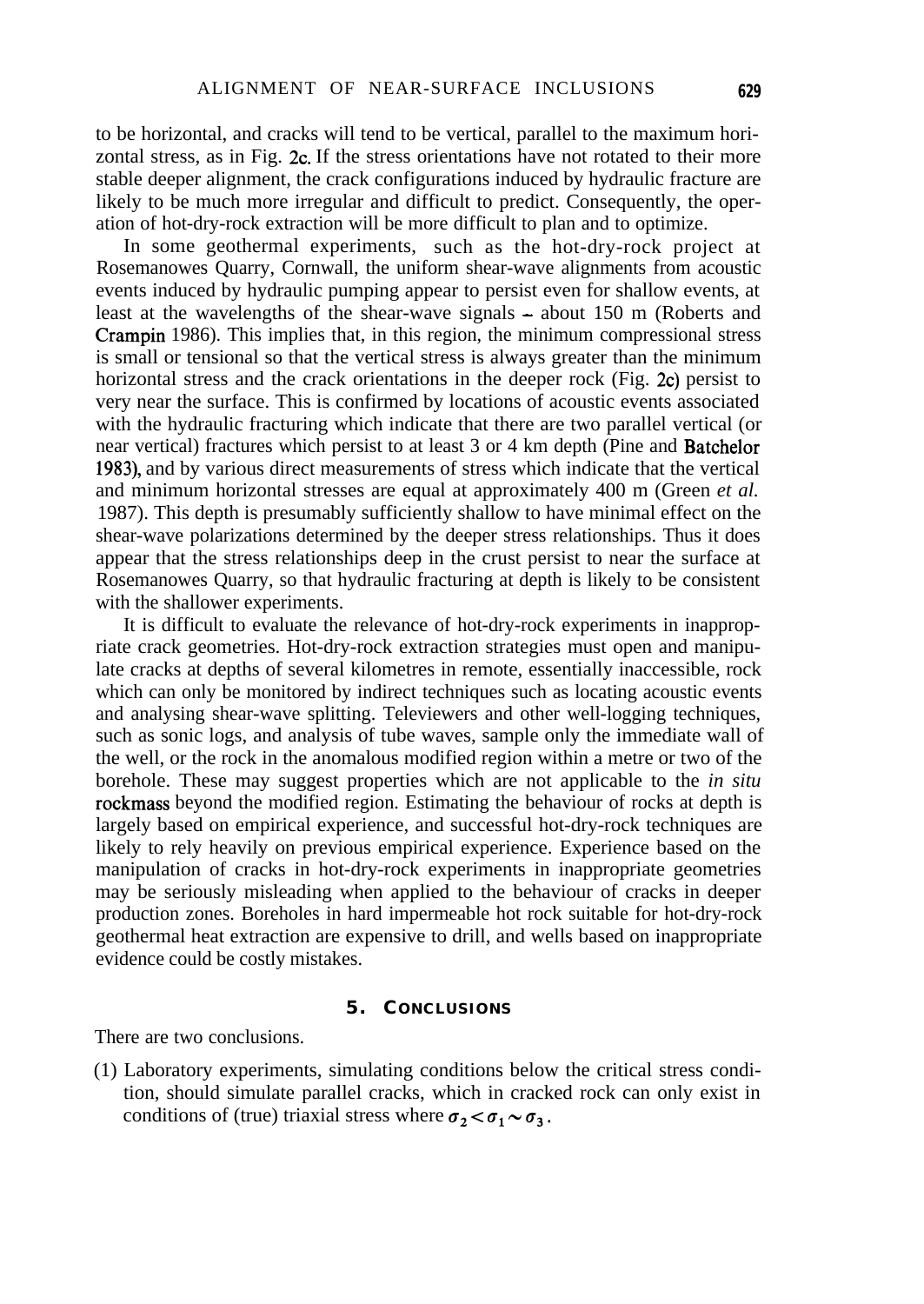to be horizontal, and cracks will tend to be vertical, parallel to the maximum horizontal stress, as in Fig. 2c. If the stress orientations have not rotated to their more stable deeper alignment, the crack configurations induced by hydraulic fracture are likely to be much more irregular and difficult to predict. Consequently, the operation of hot-dry-rock extraction will be more difficult to plan and to optimize.

In some geothermal experiments, such as the hot-dry-rock project at Rosemanowes Quarry, Cornwall, the uniform shear-wave alignments from acoustic events induced by hydraulic pumping appear to persist even for shallow events, at least at the wavelengths of the shear-wave signals – about 150 m (Roberts and Crampin 1986). This implies that, in this region, the minimum compressional stress is small or tensional so that the vertical stress is always greater than the minimum horizontal stress and the crack orientations in the deeper rock (Fig. 2c) persist to very near the surface. This is confirmed by locations of acoustic events associated with the hydraulic fracturing which indicate that there are two parallel vertical (or near vertical) fractures which persist to at least 3 or 4 km depth (Pine and Batchelor 1983), and by various direct measurements of stress which indicate that the vertical and minimum horizontal stresses are equal at approximately 400 m (Green *et al.* 1987). This depth is presumably sufficiently shallow to have minimal effect on the shear-wave polarizations determined by the deeper stress relationships. Thus it does appear that the stress relationships deep in the crust persist to near the surface at Rosemanowes Quarry, so that hydraulic fracturing at depth is likely to be consistent with the shallower experiments.

It is difficult to evaluate the relevance of hot-dry-rock experiments in inappropriate crack geometries. Hot-dry-rock extraction strategies must open and manipulate cracks at depths of several kilometres in remote, essentially inaccessible, rock which can only be monitored by indirect techniques such as locating acoustic events and analysing shear-wave splitting. Televiewers and other well-logging techniques, such as sonic logs, and analysis of tube waves, sample only the immediate wall of the well, or the rock in the anomalous modified region within a metre or two of the borehole. These may suggest properties which are not applicable to the *in situ* rockmass beyond the modified region. Estimating the behaviour of rocks at depth is largely based on empirical experience, and successful hot-dry-rock techniques are likely to rely heavily on previous empirical experience. Experience based on the manipulation of cracks in hot-dry-rock experiments in inappropriate geometries may be seriously misleading when applied to the behaviour of cracks in deeper production zones. Boreholes in hard impermeable hot rock suitable for hot-dry-rock geothermal heat extraction are expensive to drill, and wells based on inappropriate evidence could be costly mistakes.

## 5. Conclusions

There are two conclusions.

(1) Laboratory experiments, simulating conditions below the critical stress condition, should simulate parallel cracks, which in cracked rock can only exist in conditions of (true) triaxial stress where $\sigma_2 < \sigma_1 \sim \sigma_3$.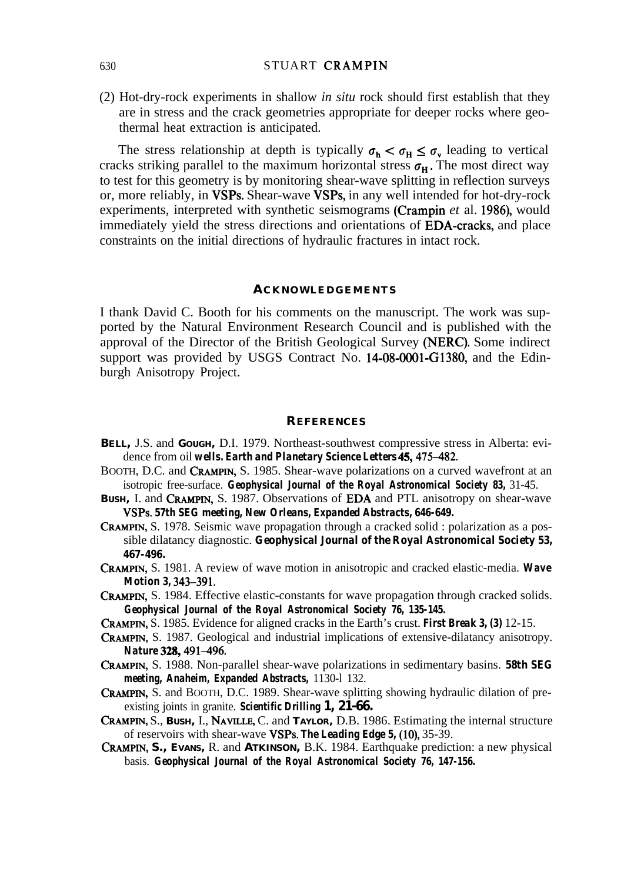(2) Hot-dry-rock experiments in shallow *in situ* rock should first establish that they are in stress and the crack geometries appropriate for deeper rocks where geothermal heat extraction is anticipated.

The stress relationship at depth is typically $\sigma_h < \sigma_H \leq \sigma_v$ leading to vertical cracks striking parallel to the maximum horizontal stress $\sigma_H$. The most direct way to test for this geometry is by monitoring shear-wave splitting in reflection surveys or, more reliably, in VSPs. Shear-wave VSPs, in any well intended for hot-dry-rock experiments, interpreted with synthetic seismograms (Crampin *et* al. 1986), would immediately yield the stress directions and orientations of EDA-cracks, and place constraints on the initial directions of hydraulic fractures in intact rock.

## ACKNOWLEDGEMENTS

I thank David C. Booth for his comments on the manuscript. The work was supported by the Natural Environment Research Council and is published with the approval of the Director of the British Geological Survey (NERC). Some indirect support was provided by USGS Contract No. 14-08-0001-G1380, and the Edinburgh Anisotropy Project.

## REFERENCES

BELL, J.S. and GOUGH, D.I. 1979. Northeast-southwest compressive stress in Alberta: evidence from oil wells. **Earth and Planetary Science Letters 45**, 475–482.

BOOTH, D.C. and CRAMPIN, S. 1985. Shear-wave polarizations on a curved wavefront at an isotropic free-surface. **Geophysical Journal of the Royal Astronomical Society 83,** 31-45.

BUSH, I. and CRAMPIN, S. 1987. Observations of EDA and PTL anisotropy on shear-wave VSPs. **57th SEG meeting, New Orleans, Expanded Abstracts, 646-649.**

CRAMPIN, S. 1978. Seismic wave propagation through a cracked solid : polarization as a possible dilatancy diagnostic. **Geophysical Journal of the Royal Astronomical Society 53, 467-496.**

CRAMPIN, S. 1981. A review of wave motion in anisotropic and cracked elastic-media. **Wave Motion 3,** 343–391.

CRAMPIN, S. 1984. Effective elastic-constants for wave propagation through cracked solids. **Geophysical Journal of the Royal Astronomical Society 76, 135-145.**

CRAMPIN, S. 1985. Evidence for aligned cracks in the Earth's crust. **First Break 3, (3)** 12-15.

CRAMPIN, S. 1987. Geological and industrial implications of extensive-dilatancy anisotropy. **Nature 328,** 491–496.

CRAMPIN, S. 1988. Non-parallel shear-wave polarizations in sedimentary basins. **58th SEG meeting, Anaheim, Expanded Abstracts,** 1130-1 132.

CRAMPIN, S. and BOOTH, D.C. 1989. Shear-wave splitting showing hydraulic dilation of pre-existing joints in granite. **Scientific Drilling 1, 21-66.**

CRAMPIN, S., BUSH, I., NAVILLE, C. and TAYLOR, D.B. 1986. Estimating the internal structure of reservoirs with shear-wave VSPs. **The Leading Edge 5, (10)**, 35-39.

CRAMPIN, S., EVANS, R. and ATKINSON, B.K. 1984. Earthquake prediction: a new physical basis. **Geophysical Journal of the Royal Astronomical Society 76, 147-156.**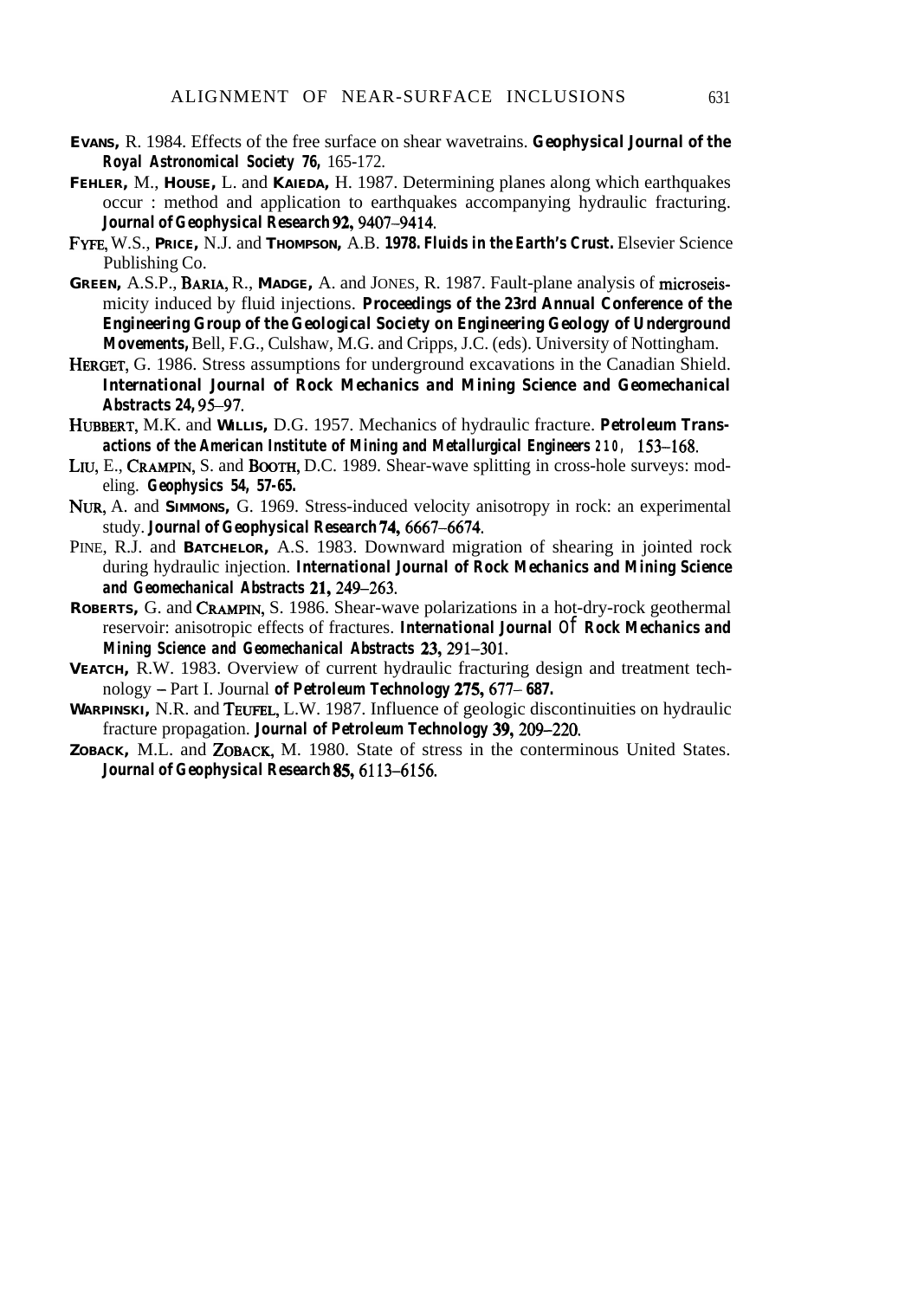**EVANS,** R. 1984. Effects of the free surface on shear wavetrains. ***Geophysical Journal of the Royal Astronomical Society* 76,** 165-172.

**FEHLER,** M., **HOUSE,** L. and **KAIEDA,** H. 1987. Determining planes along which earthquakes occur : method and application to earthquakes accompanying hydraulic fracturing. ***Journal of Geophysical Research* 92,** 9407–9414.

FYFE, W.S., **PRICE,** N.J. and **THOMPSON,** A.B. **1978. *Fluids in the Earth's Crust.*** Elsevier Science Publishing Co.

**GREEN,** A.S.P., BARIA, R., **MADGE,** A. and JONES, R. 1987. Fault-plane analysis of microseismicity induced by fluid injections. ***Proceedings of the 23rd Annual Conference of the Engineering Group of the Geological Society on Engineering Geology of Underground Movements,*** Bell, F.G., Culshaw, M.G. and Cripps, J.C. (eds). University of Nottingham.

HERGET, G. 1986. Stress assumptions for underground excavations in the Canadian Shield. ***International Journal of Rock Mechanics and Mining Science and Geomechanical Abstracts* 24,** 95–97.

HUBBERT, M.K. and **WILLIS,** D.G. 1957. Mechanics of hydraulic fracture. ***Petroleum Transactions of the American Institute of Mining and Metallurgical Engineers* 210,** 153–168.

LIU, E., CRAMPIN, S. and BOOTH, D.C. 1989. Shear-wave splitting in cross-hole surveys: modeling. ***Geophysics* 54, 57-65.**

NUR, A. and **SIMMONS,** G. 1969. Stress-induced velocity anisotropy in rock: an experimental study. ***Journal of Geophysical Research* 74,** 6667–6674.

PINE, R.J. and **BATCHELOR,** A.S. 1983. Downward migration of shearing in jointed rock during hydraulic injection. ***International Journal of Rock Mechanics and Mining Science and Geomechanical Abstracts* 21,** 249–263.

**ROBERTS,** G. and CRAMPIN, S. 1986. Shear-wave polarizations in a hot-dry-rock geothermal reservoir: anisotropic effects of fractures. ***International Journal Of Rock Mechanics and Mining Science and Geomechanical Abstracts* 23,** 291–301.

**VEATCH,** R.W. 1983. Overview of current hydraulic fracturing design and treatment technology – Part I. Journal ***of Petroleum Technology* 275,** 677– **687.**

**WARPINSKI,** N.R. and TEUFEL, L.W. 1987. Influence of geologic discontinuities on hydraulic fracture propagation. ***Journal of Petroleum Technology* 39,** 209–220.

**ZOBACK,** M.L. and ZOBACK, M. 1980. State of stress in the conterminous United States. ***Journal of Geophysical Research* 85,** 6113–6156.